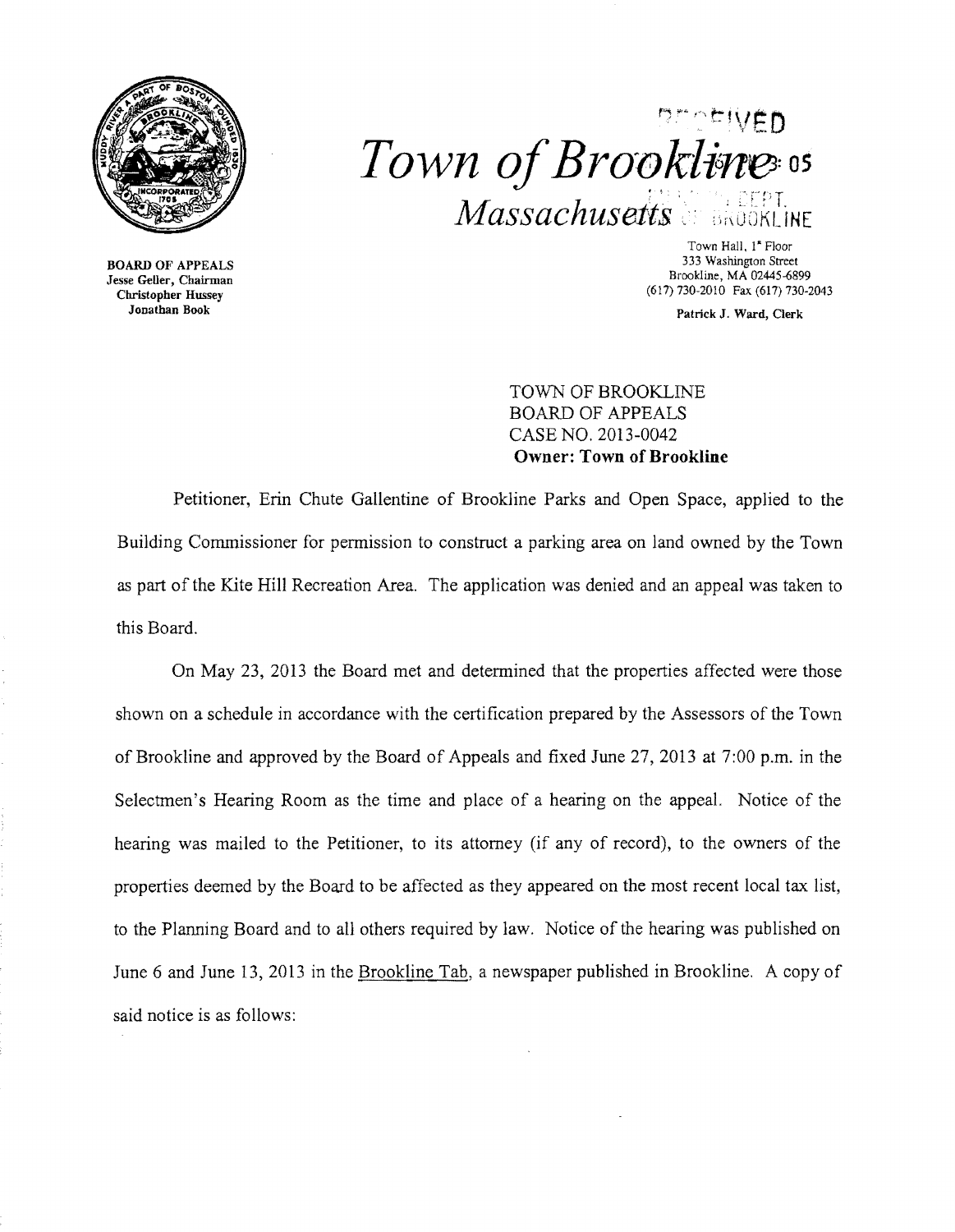# Town of Brookline

## Massachusetts

**BOARD OF APPEALS**
Jesse Geller, Chairman
Christopher Hussey
Jonathan Book

Town Hall, 1st Floor
333 Washington Street
Brookline, MA 02445-6899
(617) 730-2010 Fax (617) 730-2043

**Patrick J. Ward, Clerk**

TOWN OF BROOKLINE
BOARD OF APPEALS
CASE NO. 2013-0042
**Owner: Town of Brookline**

Petitioner, Erin Chute Gallentine of Brookline Parks and Open Space, applied to the Building Commissioner for permission to construct a parking area on land owned by the Town as part of the Kite Hill Recreation Area. The application was denied and an appeal was taken to this Board.

On May 23, 2013 the Board met and determined that the properties affected were those shown on a schedule in accordance with the certification prepared by the Assessors of the Town of Brookline and approved by the Board of Appeals and fixed June 27, 2013 at 7:00 p.m. in the Selectmen's Hearing Room as the time and place of a hearing on the appeal. Notice of the hearing was mailed to the Petitioner, to its attorney (if any of record), to the owners of the properties deemed by the Board to be affected as they appeared on the most recent local tax list, to the Planning Board and to all others required by law. Notice of the hearing was published on June 6 and June 13, 2013 in the Brookline Tab, a newspaper published in Brookline. A copy of said notice is as follows: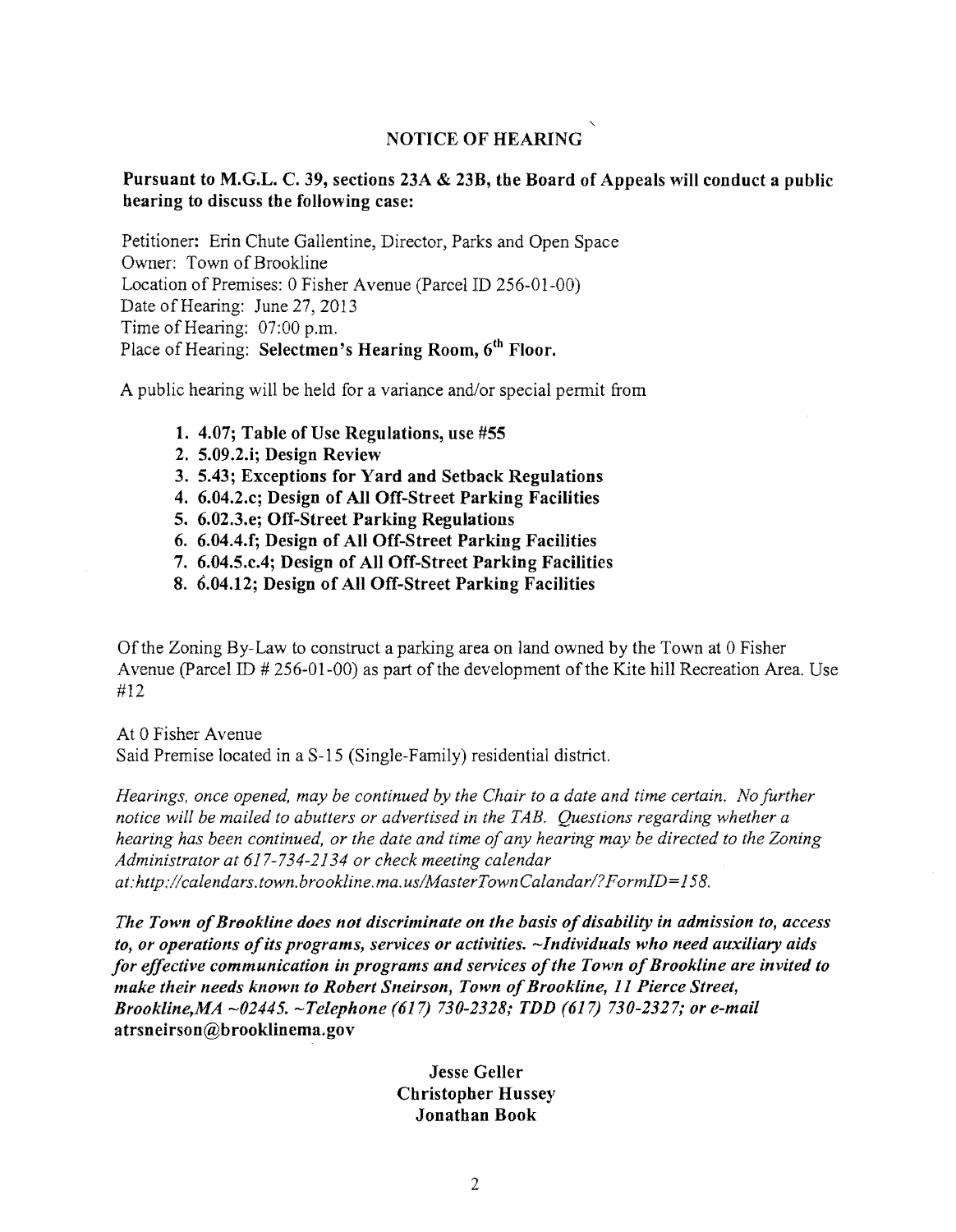## NOTICE OF HEARING

**Pursuant to M.G.L. C. 39, sections 23A & 23B, the Board of Appeals will conduct a public hearing to discuss the following case:**

Petitioner: Erin Chute Gallentine, Director, Parks and Open Space
Owner: Town of Brookline
Location of Premises: 0 Fisher Avenue (Parcel ID 256-01-00)
Date of Hearing: June 27, 2013
Time of Hearing: 07:00 p.m.
Place of Hearing: **Selectmen's Hearing Room, 6th Floor.**

A public hearing will be held for a variance and/or special permit from

1. **4.07; Table of Use Regulations, use #55**
2. **5.09.2.i; Design Review**
3. **5.43; Exceptions for Yard and Setback Regulations**
4. **6.04.2.c; Design of All Off-Street Parking Facilities**
5. **6.02.3.e; Off-Street Parking Regulations**
6. **6.04.4.f; Design of All Off-Street Parking Facilities**
7. **6.04.5.c.4; Design of All Off-Street Parking Facilities**
8. **6.04.12; Design of All Off-Street Parking Facilities**

Of the Zoning By-Law to construct a parking area on land owned by the Town at 0 Fisher Avenue (Parcel ID # 256-01-00) as part of the development of the Kite hill Recreation Area. Use #12

At 0 Fisher Avenue
Said Premise located in a S-15 (Single-Family) residential district.

*Hearings, once opened, may be continued by the Chair to a date and time certain. No further notice will be mailed to abutters or advertised in the TAB. Questions regarding whether a hearing has been continued, or the date and time of any hearing may be directed to the Zoning Administrator at 617-734-2134 or check meeting calendar at:http://calendars.town.brookline.ma.us/MasterTownCalandar/?FormID=158.*

***The Town of Brookline does not discriminate on the basis of disability in admission to, access to, or operations of its programs, services or activities. ~Individuals who need auxiliary aids for effective communication in programs and services of the Town of Brookline are invited to make their needs known to Robert Sneirson, Town of Brookline, 11 Pierce Street, Brookline,MA ~02445. ~Telephone (617) 730-2328; TDD (617) 730-2327; or e-mail*** **atrsneirson@brooklinema.gov**

**Jesse Geller**
**Christopher Hussey**
**Jonathan Book**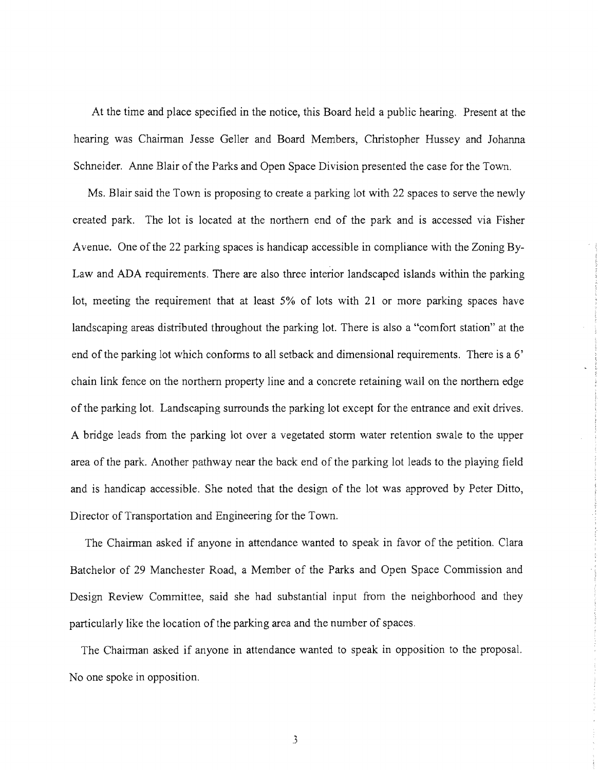At the time and place specified in the notice, this Board held a public hearing. Present at the hearing was Chairman Jesse Geller and Board Members, Christopher Hussey and Johanna Schneider. Anne Blair of the Parks and Open Space Division presented the case for the Town.

Ms. Blair said the Town is proposing to create a parking lot with 22 spaces to serve the newly created park. The lot is located at the northern end of the park and is accessed via Fisher Avenue. One of the 22 parking spaces is handicap accessible in compliance with the Zoning By-Law and ADA requirements. There are also three interior landscaped islands within the parking lot, meeting the requirement that at least 5% of lots with 21 or more parking spaces have landscaping areas distributed throughout the parking lot. There is also a "comfort station" at the end of the parking lot which conforms to all setback and dimensional requirements. There is a 6' chain link fence on the northern property line and a concrete retaining wall on the northern edge of the parking lot. Landscaping surrounds the parking lot except for the entrance and exit drives. A bridge leads from the parking lot over a vegetated storm water retention swale to the upper area of the park. Another pathway near the back end of the parking lot leads to the playing field and is handicap accessible. She noted that the design of the lot was approved by Peter Ditto, Director of Transportation and Engineering for the Town.

The Chairman asked if anyone in attendance wanted to speak in favor of the petition. Clara Batchelor of 29 Manchester Road, a Member of the Parks and Open Space Commission and Design Review Committee, said she had substantial input from the neighborhood and they particularly like the location of the parking area and the number of spaces.

The Chairman asked if anyone in attendance wanted to speak in opposition to the proposal. No one spoke in opposition.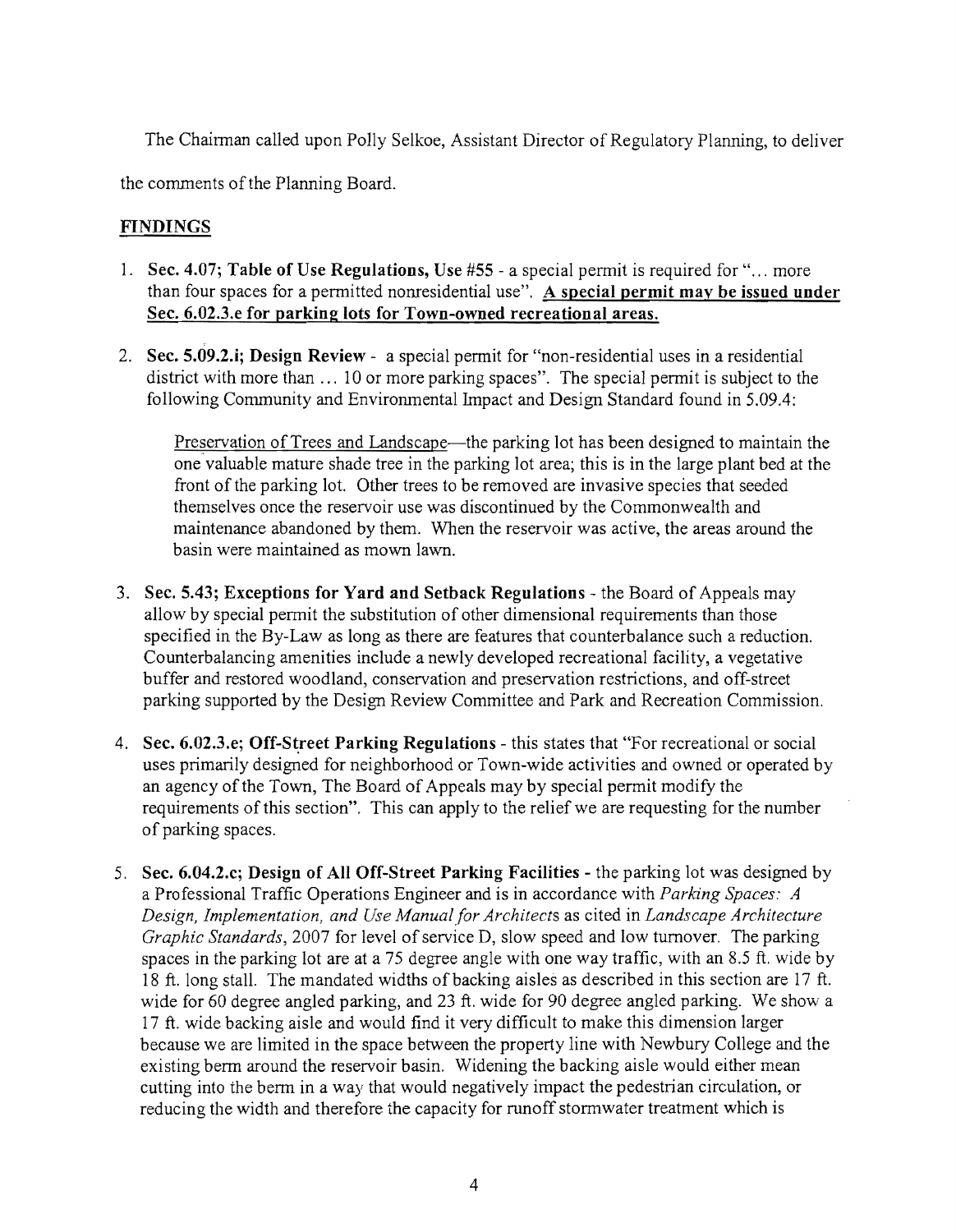The Chairman called upon Polly Selkoe, Assistant Director of Regulatory Planning, to deliver the comments of the Planning Board.

## FINDINGS

1. **Sec. 4.07; Table of Use Regulations, Use #55** - a special permit is required for "... more than four spaces for a permitted nonresidential use". **A special permit may be issued under Sec. 6.02.3.e for parking lots for Town-owned recreational areas.**

2. **Sec. 5.09.2.i; Design Review** - a special permit for "non-residential uses in a residential district with more than ... 10 or more parking spaces". The special permit is subject to the following Community and Environmental Impact and Design Standard found in 5.09.4:

   Preservation of Trees and Landscape—the parking lot has been designed to maintain the one valuable mature shade tree in the parking lot area; this is in the large plant bed at the front of the parking lot. Other trees to be removed are invasive species that seeded themselves once the reservoir use was discontinued by the Commonwealth and maintenance abandoned by them. When the reservoir was active, the areas around the basin were maintained as mown lawn.

3. **Sec. 5.43; Exceptions for Yard and Setback Regulations** - the Board of Appeals may allow by special permit the substitution of other dimensional requirements than those specified in the By-Law as long as there are features that counterbalance such a reduction. Counterbalancing amenities include a newly developed recreational facility, a vegetative buffer and restored woodland, conservation and preservation restrictions, and off-street parking supported by the Design Review Committee and Park and Recreation Commission.

4. **Sec. 6.02.3.e; Off-Street Parking Regulations** - this states that "For recreational or social uses primarily designed for neighborhood or Town-wide activities and owned or operated by an agency of the Town, The Board of Appeals may by special permit modify the requirements of this section". This can apply to the relief we are requesting for the number of parking spaces.

5. **Sec. 6.04.2.c; Design of All Off-Street Parking Facilities** - the parking lot was designed by a Professional Traffic Operations Engineer and is in accordance with *Parking Spaces: A Design, Implementation, and Use Manual for Architects* as cited in *Landscape Architecture Graphic Standards*, 2007 for level of service D, slow speed and low turnover. The parking spaces in the parking lot are at a 75 degree angle with one way traffic, with an 8.5 ft. wide by 18 ft. long stall. The mandated widths of backing aisles as described in this section are 17 ft. wide for 60 degree angled parking, and 23 ft. wide for 90 degree angled parking. We show a 17 ft. wide backing aisle and would find it very difficult to make this dimension larger because we are limited in the space between the property line with Newbury College and the existing berm around the reservoir basin. Widening the backing aisle would either mean cutting into the berm in a way that would negatively impact the pedestrian circulation, or reducing the width and therefore the capacity for runoff stormwater treatment which is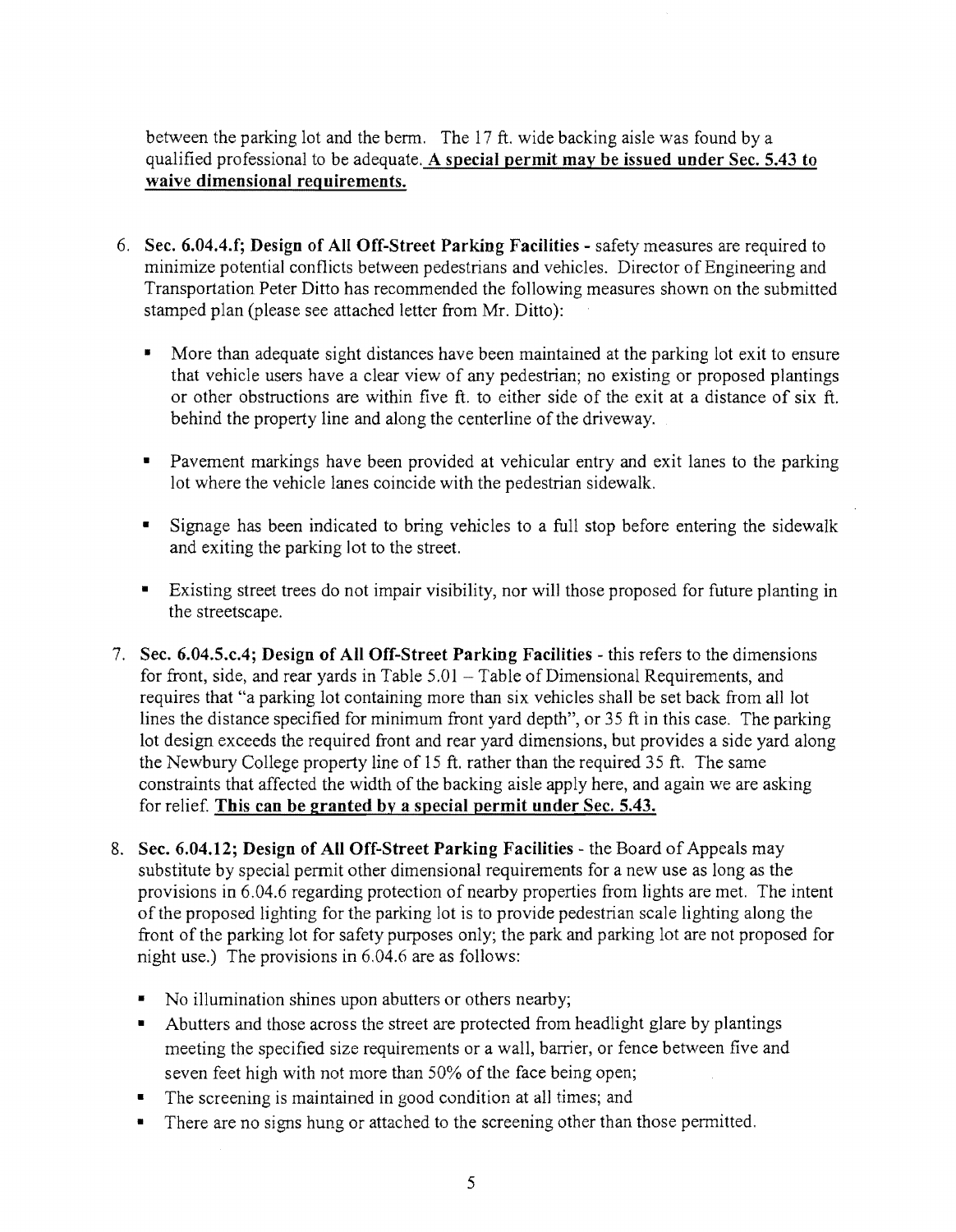between the parking lot and the berm. The 17 ft. wide backing aisle was found by a qualified professional to be adequate. **A special permit may be issued under Sec. 5.43 to waive dimensional requirements.**

6. **Sec. 6.04.4.f; Design of All Off-Street Parking Facilities** - safety measures are required to minimize potential conflicts between pedestrians and vehicles. Director of Engineering and Transportation Peter Ditto has recommended the following measures shown on the submitted stamped plan (please see attached letter from Mr. Ditto):

   - More than adequate sight distances have been maintained at the parking lot exit to ensure that vehicle users have a clear view of any pedestrian; no existing or proposed plantings or other obstructions are within five ft. to either side of the exit at a distance of six ft. behind the property line and along the centerline of the driveway.
   - Pavement markings have been provided at vehicular entry and exit lanes to the parking lot where the vehicle lanes coincide with the pedestrian sidewalk.
   - Signage has been indicated to bring vehicles to a full stop before entering the sidewalk and exiting the parking lot to the street.
   - Existing street trees do not impair visibility, nor will those proposed for future planting in the streetscape.

7. **Sec. 6.04.5.c.4; Design of All Off-Street Parking Facilities** - this refers to the dimensions for front, side, and rear yards in Table 5.01 – Table of Dimensional Requirements, and requires that "a parking lot containing more than six vehicles shall be set back from all lot lines the distance specified for minimum front yard depth", or 35 ft in this case. The parking lot design exceeds the required front and rear yard dimensions, but provides a side yard along the Newbury College property line of 15 ft. rather than the required 35 ft. The same constraints that affected the width of the backing aisle apply here, and again we are asking for relief. **This can be granted by a special permit under Sec. 5.43.**

8. **Sec. 6.04.12; Design of All Off-Street Parking Facilities** - the Board of Appeals may substitute by special permit other dimensional requirements for a new use as long as the provisions in 6.04.6 regarding protection of nearby properties from lights are met. The intent of the proposed lighting for the parking lot is to provide pedestrian scale lighting along the front of the parking lot for safety purposes only; the park and parking lot are not proposed for night use.) The provisions in 6.04.6 are as follows:

   - No illumination shines upon abutters or others nearby;
   - Abutters and those across the street are protected from headlight glare by plantings meeting the specified size requirements or a wall, barrier, or fence between five and seven feet high with not more than 50% of the face being open;
   - The screening is maintained in good condition at all times; and
   - There are no signs hung or attached to the screening other than those permitted.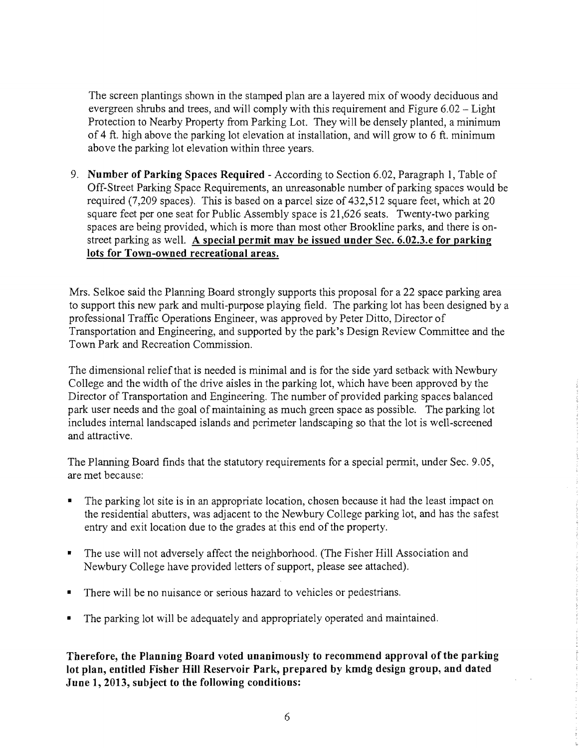The screen plantings shown in the stamped plan are a layered mix of woody deciduous and evergreen shrubs and trees, and will comply with this requirement and Figure 6.02 – Light Protection to Nearby Property from Parking Lot. They will be densely planted, a minimum of 4 ft. high above the parking lot elevation at installation, and will grow to 6 ft. minimum above the parking lot elevation within three years.

9. **Number of Parking Spaces Required** - According to Section 6.02, Paragraph 1, Table of Off-Street Parking Space Requirements, an unreasonable number of parking spaces would be required (7,209 spaces). This is based on a parcel size of 432,512 square feet, which at 20 square feet per one seat for Public Assembly space is 21,626 seats. Twenty-two parking spaces are being provided, which is more than most other Brookline parks, and there is on-street parking as well. **A special permit may be issued under Sec. 6.02.3.e for parking lots for Town-owned recreational areas.**

Mrs. Selkoe said the Planning Board strongly supports this proposal for a 22 space parking area to support this new park and multi-purpose playing field. The parking lot has been designed by a professional Traffic Operations Engineer, was approved by Peter Ditto, Director of Transportation and Engineering, and supported by the park's Design Review Committee and the Town Park and Recreation Commission.

The dimensional relief that is needed is minimal and is for the side yard setback with Newbury College and the width of the drive aisles in the parking lot, which have been approved by the Director of Transportation and Engineering. The number of provided parking spaces balanced park user needs and the goal of maintaining as much green space as possible. The parking lot includes internal landscaped islands and perimeter landscaping so that the lot is well-screened and attractive.

The Planning Board finds that the statutory requirements for a special permit, under Sec. 9.05, are met because:

- The parking lot site is in an appropriate location, chosen because it had the least impact on the residential abutters, was adjacent to the Newbury College parking lot, and has the safest entry and exit location due to the grades at this end of the property.
- The use will not adversely affect the neighborhood. (The Fisher Hill Association and Newbury College have provided letters of support, please see attached).
- There will be no nuisance or serious hazard to vehicles or pedestrians.
- The parking lot will be adequately and appropriately operated and maintained.

**Therefore, the Planning Board voted unanimously to recommend approval of the parking lot plan, entitled Fisher Hill Reservoir Park, prepared by kmdg design group, and dated June 1, 2013, subject to the following conditions:**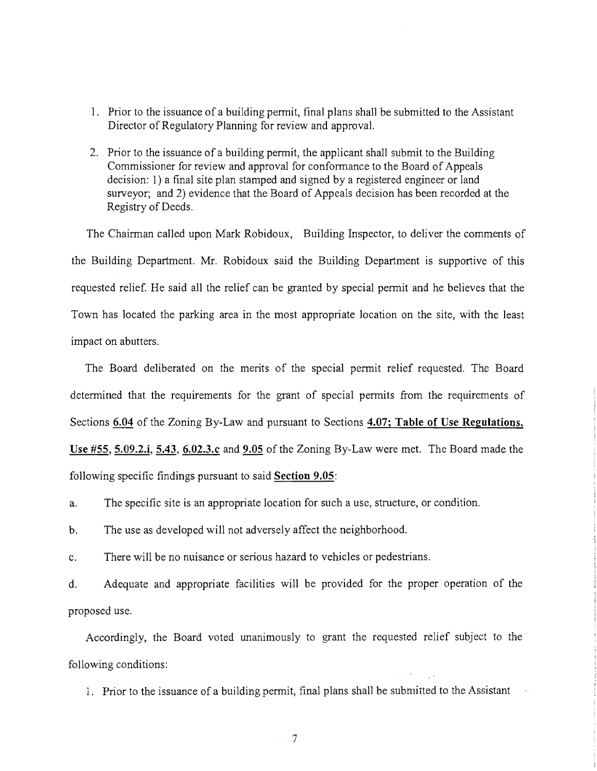1. Prior to the issuance of a building permit, final plans shall be submitted to the Assistant Director of Regulatory Planning for review and approval.

2. Prior to the issuance of a building permit, the applicant shall submit to the Building Commissioner for review and approval for conformance to the Board of Appeals decision: 1) a final site plan stamped and signed by a registered engineer or land surveyor; and 2) evidence that the Board of Appeals decision has been recorded at the Registry of Deeds.

The Chairman called upon Mark Robidoux, Building Inspector, to deliver the comments of the Building Department. Mr. Robidoux said the Building Department is supportive of this requested relief. He said all the relief can be granted by special permit and he believes that the Town has located the parking area in the most appropriate location on the site, with the least impact on abutters.

The Board deliberated on the merits of the special permit relief requested. The Board determined that the requirements for the grant of special permits from the requirements of Sections **6.04** of the Zoning By-Law and pursuant to Sections **4.07; Table of Use Regulations, Use #55**, **5.09.2.i**, **5.43**, **6.02.3.c** and **9.05** of the Zoning By-Law were met. The Board made the following specific findings pursuant to said **Section 9.05**:

a. The specific site is an appropriate location for such a use, structure, or condition.

b. The use as developed will not adversely affect the neighborhood.

c. There will be no nuisance or serious hazard to vehicles or pedestrians.

d. Adequate and appropriate facilities will be provided for the proper operation of the proposed use.

Accordingly, the Board voted unanimously to grant the requested relief subject to the following conditions:

1. Prior to the issuance of a building permit, final plans shall be submitted to the Assistant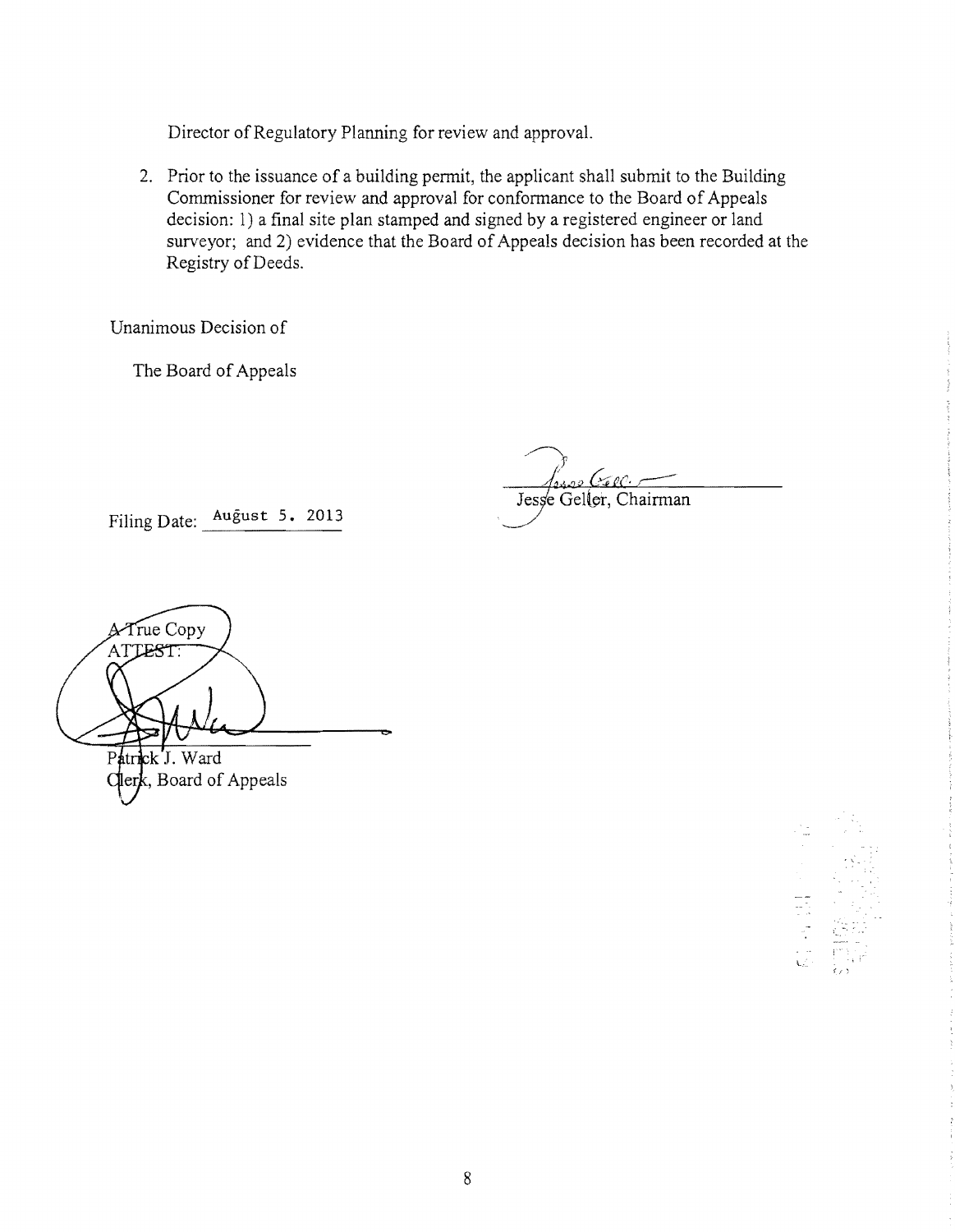Director of Regulatory Planning for review and approval.

2. Prior to the issuance of a building permit, the applicant shall submit to the Building Commissioner for review and approval for conformance to the Board of Appeals decision: 1) a final site plan stamped and signed by a registered engineer or land surveyor; and 2) evidence that the Board of Appeals decision has been recorded at the Registry of Deeds.

Unanimous Decision of

The Board of Appeals

Jesse Geller, Chairman

Filing Date: August 5. 2013

A True Copy
ATTEST:

Patrick J. Ward
Clerk, Board of Appeals